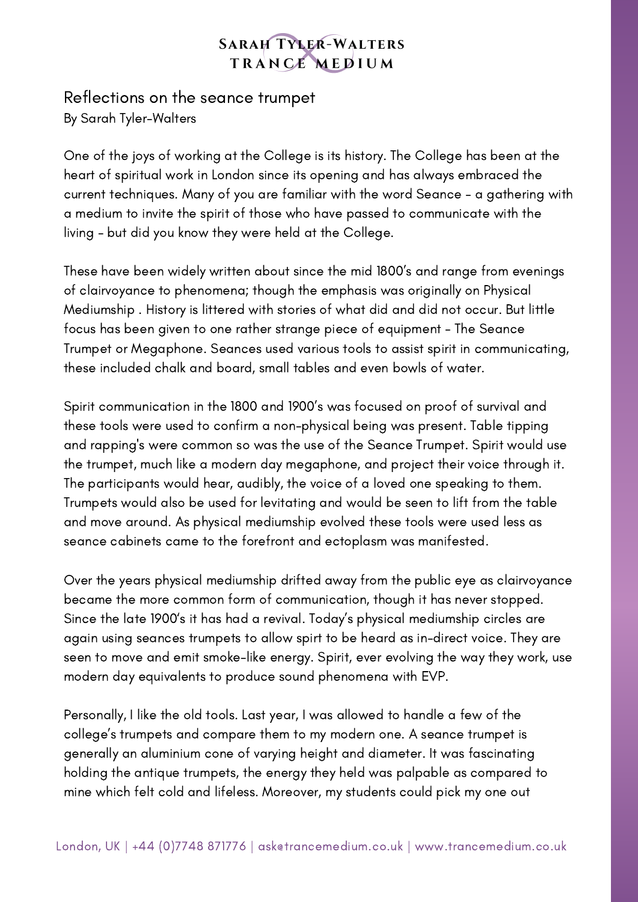# Reflections on the seance trumpet

By Sarah Tyler-Walters

One of the joys of working at the College is its history. The College has been at the heart of spiritual work in London since its opening and has always embraced the current techniques. Many of you are familiar with the word Seance - a gathering with a medium to invite the spirit of those who have passed to communicate with the living - but did you know they were held at the College.

These have been widely written about since the mid 1800's and range from evenings of clairvoyance to phenomena; though the emphasis was originally on Physical Mediumship . History is littered with stories of what did and did not occur. But little focus has been given to one rather strange piece of equipment - The Seance Trumpet or Megaphone. Seances used various tools to assist spirit in communicating, these included chalk and board, small tables and even bowls of water.

Spirit communication in the 1800 and 1900's was focused on proof of survival and these tools were used to confirm a non-physical being was present. Table tipping and rapping's were common so was the use of the Seance Trumpet. Spirit would use the trumpet, much like a modern day megaphone, and project their voice through it. The participants would hear, audibly, the voice of a loved one speaking to them. Trumpets would also be used for levitating and would be seen to lift from the table and move around. As physical mediumship evolved these tools were used less as seance cabinets came to the forefront and ectoplasm was manifested.

Over the years physical mediumship drifted away from the public eye as clairvoyance became the more common form of communication, though it has never stopped. Since the late 1900's it has had a revival. Today's physical mediumship circles are again using seances trumpets to allow spirt to be heard as in-direct voice. They are seen to move and emit smoke-like energy. Spirit, ever evolving the way they work, use modern day equivalents to produce sound phenomena with EVP.

Personally, I like the old tools. Last year, I was allowed to handle a few of the college's trumpets and compare them to my modern one. A seance trumpet is generally an aluminium cone of varying height and diameter. It was fascinating holding the antique trumpets, the energy they held was palpable as compared to mine which felt cold and lifeless. Moreover, my students could pick my one out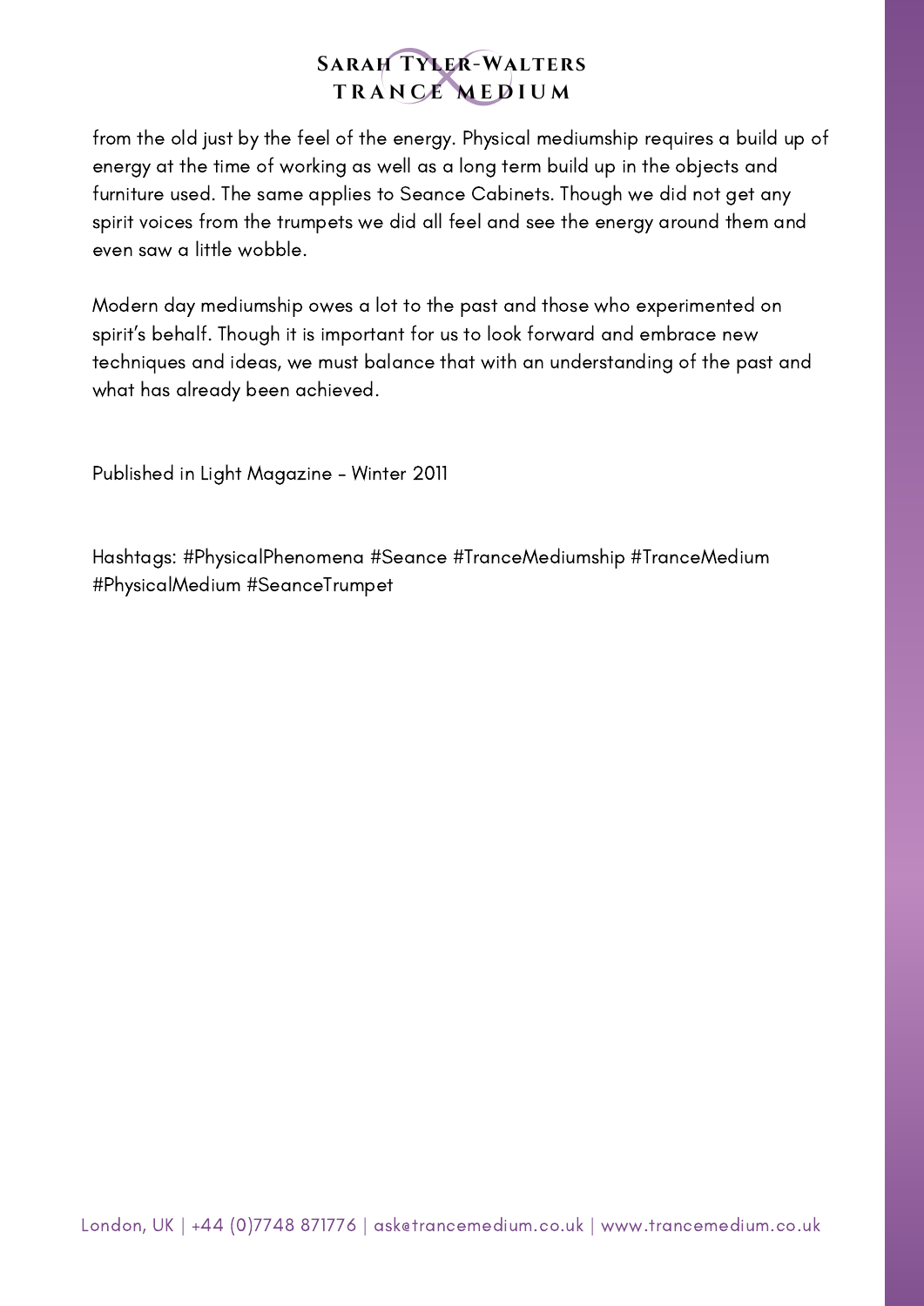from the old just by the feel of the energy. Physical mediumship requires a build up of energy at the time of working as well as a long term build up in the objects and furniture used. The same applies to Seance Cabinets. Though we did not get any spirit voices from the trumpets we did all feel and see the energy around them and even saw a little wobble.

Modern day mediumship owes a lot to the past and those who experimented on spirit's behalf. Though it is important for us to look forward and embrace new techniques and ideas, we must balance that with an understanding of the past and what has already been achieved.

Published in Light Magazine - Winter 2011

Hashtags: #PhysicalPhenomena #Seance #TranceMediumship #TranceMedium #PhysicalMedium #SeanceTrumpet